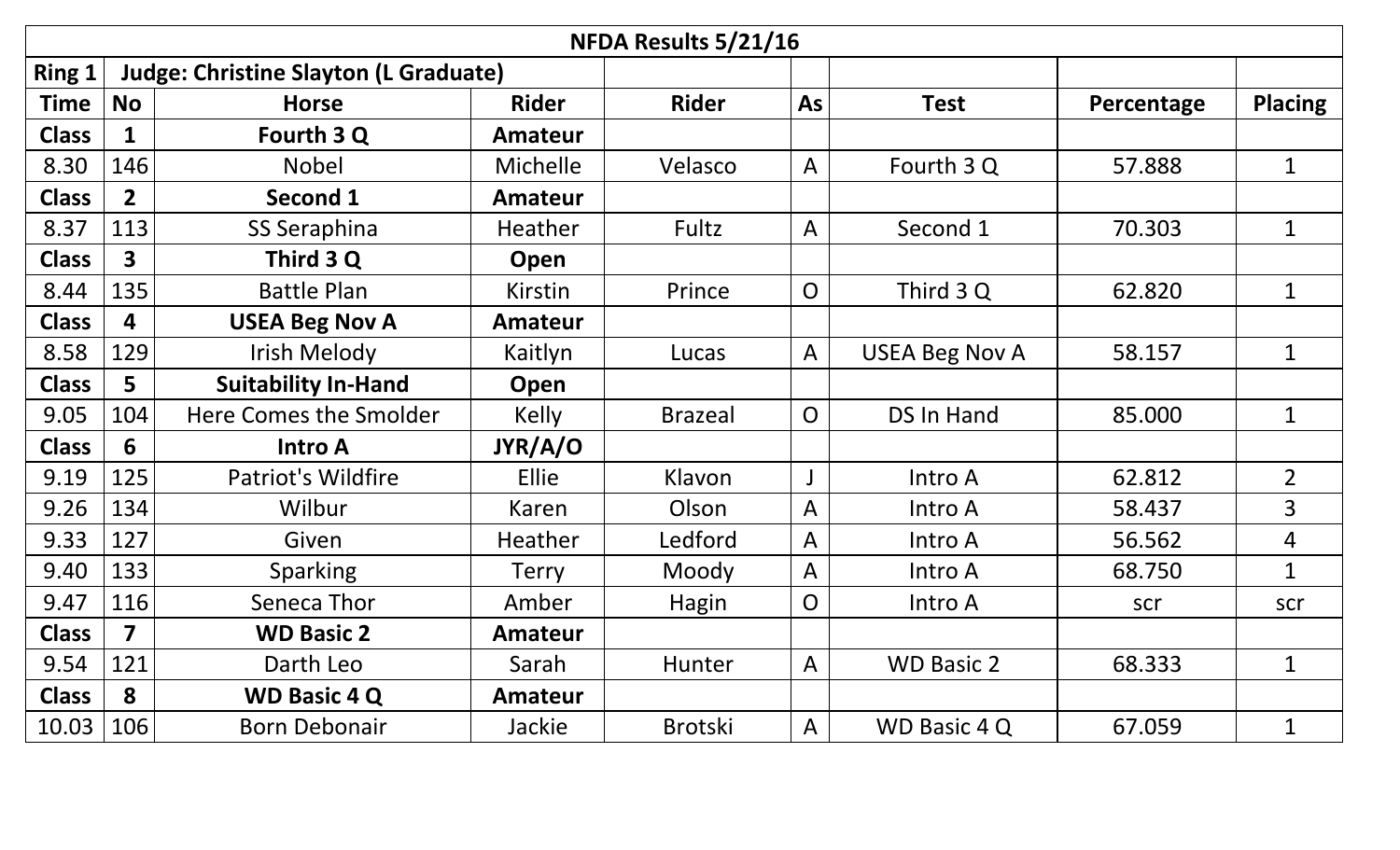| NFDA Results 5/21/16 | | | | | | | | |
|---|---|---|---|---|---|---|---|---|
| **Ring 1** | **Judge: Christine Slayton (L Graduate)** | | | | | | | |
| **Time** | **No** | **Horse** | **Rider** | **Rider** | **As** | **Test** | **Percentage** | **Placing** |
| **Class** | **1** | **Fourth 3 Q** | **Amateur** | | | | | |
| 8.30 | 146 | Nobel | Michelle | Velasco | A | Fourth 3 Q | 57.888 | 1 |
| **Class** | **2** | **Second 1** | **Amateur** | | | | | |
| 8.37 | 113 | SS Seraphina | Heather | Fultz | A | Second 1 | 70.303 | 1 |
| **Class** | **3** | **Third 3 Q** | **Open** | | | | | |
| 8.44 | 135 | Battle Plan | Kirstin | Prince | O | Third 3 Q | 62.820 | 1 |
| **Class** | **4** | **USEA Beg Nov A** | **Amateur** | | | | | |
| 8.58 | 129 | Irish Melody | Kaitlyn | Lucas | A | USEA Beg Nov A | 58.157 | 1 |
| **Class** | **5** | **Suitability In-Hand** | **Open** | | | | | |
| 9.05 | 104 | Here Comes the Smolder | Kelly | Brazeal | O | DS In Hand | 85.000 | 1 |
| **Class** | **6** | **Intro A** | **JYR/A/O** | | | | | |
| 9.19 | 125 | Patriot's Wildfire | Ellie | Klavon | J | Intro A | 62.812 | 2 |
| 9.26 | 134 | Wilbur | Karen | Olson | A | Intro A | 58.437 | 3 |
| 9.33 | 127 | Given | Heather | Ledford | A | Intro A | 56.562 | 4 |
| 9.40 | 133 | Sparking | Terry | Moody | A | Intro A | 68.750 | 1 |
| 9.47 | 116 | Seneca Thor | Amber | Hagin | O | Intro A | scr | scr |
| **Class** | **7** | **WD Basic 2** | **Amateur** | | | | | |
| 9.54 | 121 | Darth Leo | Sarah | Hunter | A | WD Basic 2 | 68.333 | 1 |
| **Class** | **8** | **WD Basic 4 Q** | **Amateur** | | | | | |
| 10.03 | 106 | Born Debonair | Jackie | Brotski | A | WD Basic 4 Q | 67.059 | 1 |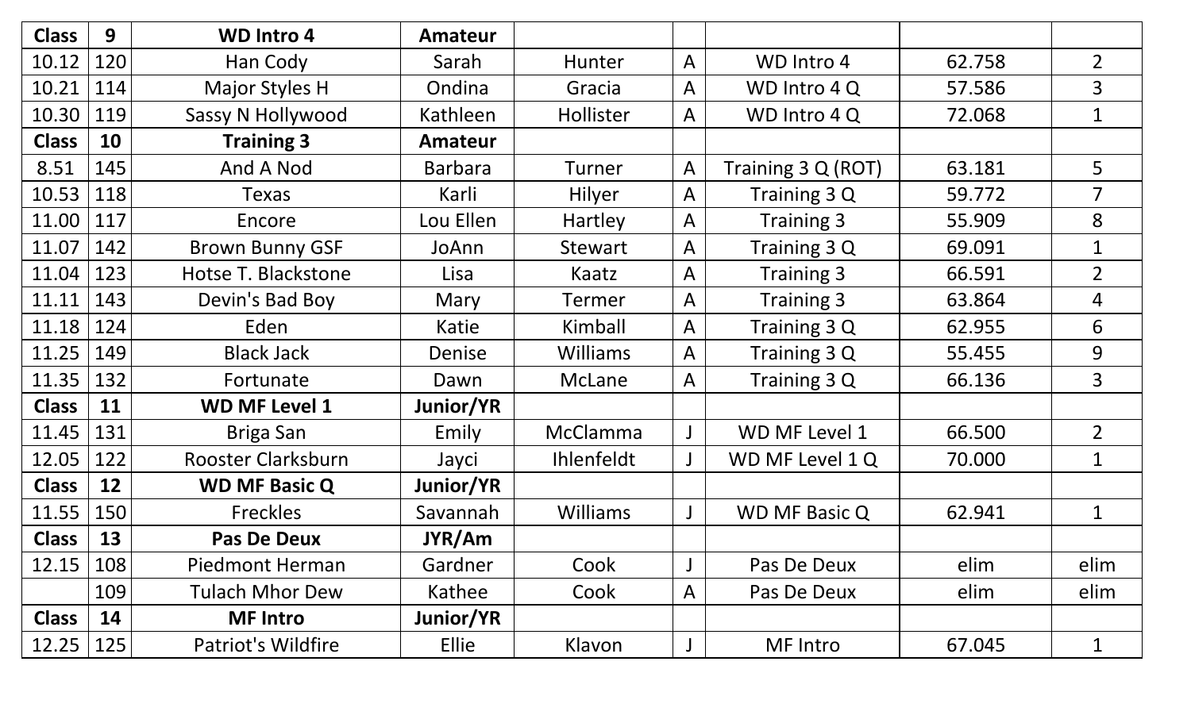| Class | 9 | WD Intro 4 | Amateur | | | | | |
|---|---|---|---|---|---|---|---|---|
| 10.12 | 120 | Han Cody | Sarah | Hunter | A | WD Intro 4 | 62.758 | 2 |
| 10.21 | 114 | Major Styles H | Ondina | Gracia | A | WD Intro 4 Q | 57.586 | 3 |
| 10.30 | 119 | Sassy N Hollywood | Kathleen | Hollister | A | WD Intro 4 Q | 72.068 | 1 |
| **Class** | **10** | **Training 3** | **Amateur** | | | | | |
| 8.51 | 145 | And A Nod | Barbara | Turner | A | Training 3 Q (ROT) | 63.181 | 5 |
| 10.53 | 118 | Texas | Karli | Hilyer | A | Training 3 Q | 59.772 | 7 |
| 11.00 | 117 | Encore | Lou Ellen | Hartley | A | Training 3 | 55.909 | 8 |
| 11.07 | 142 | Brown Bunny GSF | JoAnn | Stewart | A | Training 3 Q | 69.091 | 1 |
| 11.04 | 123 | Hotse T. Blackstone | Lisa | Kaatz | A | Training 3 | 66.591 | 2 |
| 11.11 | 143 | Devin's Bad Boy | Mary | Termer | A | Training 3 | 63.864 | 4 |
| 11.18 | 124 | Eden | Katie | Kimball | A | Training 3 Q | 62.955 | 6 |
| 11.25 | 149 | Black Jack | Denise | Williams | A | Training 3 Q | 55.455 | 9 |
| 11.35 | 132 | Fortunate | Dawn | McLane | A | Training 3 Q | 66.136 | 3 |
| **Class** | **11** | **WD MF Level 1** | **Junior/YR** | | | | | |
| 11.45 | 131 | Briga San | Emily | McClamma | J | WD MF Level 1 | 66.500 | 2 |
| 12.05 | 122 | Rooster Clarksburn | Jayci | Ihlenfeldt | J | WD MF Level 1 Q | 70.000 | 1 |
| **Class** | **12** | **WD MF Basic Q** | **Junior/YR** | | | | | |
| 11.55 | 150 | Freckles | Savannah | Williams | J | WD MF Basic Q | 62.941 | 1 |
| **Class** | **13** | **Pas De Deux** | **JYR/Am** | | | | | |
| 12.15 | 108 | Piedmont Herman | Gardner | Cook | J | Pas De Deux | elim | elim |
| | 109 | Tulach Mhor Dew | Kathee | Cook | A | Pas De Deux | elim | elim |
| **Class** | **14** | **MF Intro** | **Junior/YR** | | | | | |
| 12.25 | 125 | Patriot's Wildfire | Ellie | Klavon | J | MF Intro | 67.045 | 1 |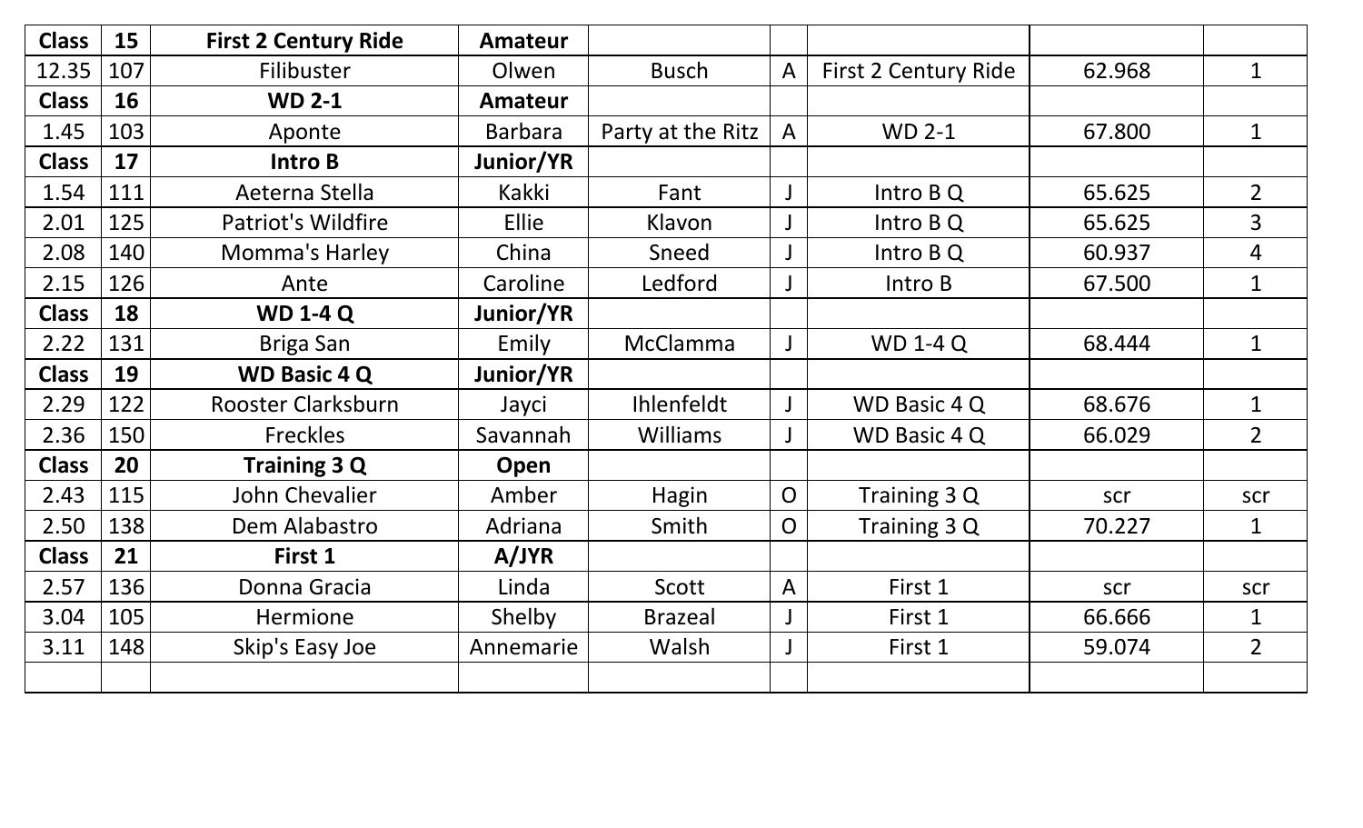| **Class** | **15** | **First 2 Century Ride** | **Amateur** | | | | | |
|---|---|---|---|---|---|---|---|---|
| 12.35 | 107 | Filibuster | Olwen | Busch | A | First 2 Century Ride | 62.968 | 1 |
| **Class** | **16** | **WD 2-1** | **Amateur** | | | | | |
| 1.45 | 103 | Aponte | Barbara | Party at the Ritz | A | WD 2-1 | 67.800 | 1 |
| **Class** | **17** | **Intro B** | **Junior/YR** | | | | | |
| 1.54 | 111 | Aeterna Stella | Kakki | Fant | J | Intro B Q | 65.625 | 2 |
| 2.01 | 125 | Patriot's Wildfire | Ellie | Klavon | J | Intro B Q | 65.625 | 3 |
| 2.08 | 140 | Momma's Harley | China | Sneed | J | Intro B Q | 60.937 | 4 |
| 2.15 | 126 | Ante | Caroline | Ledford | J | Intro B | 67.500 | 1 |
| **Class** | **18** | **WD 1-4 Q** | **Junior/YR** | | | | | |
| 2.22 | 131 | Briga San | Emily | McClamma | J | WD 1-4 Q | 68.444 | 1 |
| **Class** | **19** | **WD Basic 4 Q** | **Junior/YR** | | | | | |
| 2.29 | 122 | Rooster Clarksburn | Jayci | Ihlenfeldt | J | WD Basic 4 Q | 68.676 | 1 |
| 2.36 | 150 | Freckles | Savannah | Williams | J | WD Basic 4 Q | 66.029 | 2 |
| **Class** | **20** | **Training 3 Q** | **Open** | | | | | |
| 2.43 | 115 | John Chevalier | Amber | Hagin | O | Training 3 Q | scr | scr |
| 2.50 | 138 | Dem Alabastro | Adriana | Smith | O | Training 3 Q | 70.227 | 1 |
| **Class** | **21** | **First 1** | **A/JYR** | | | | | |
| 2.57 | 136 | Donna Gracia | Linda | Scott | A | First 1 | scr | scr |
| 3.04 | 105 | Hermione | Shelby | Brazeal | J | First 1 | 66.666 | 1 |
| 3.11 | 148 | Skip's Easy Joe | Annemarie | Walsh | J | First 1 | 59.074 | 2 |
| | | | | | | | | |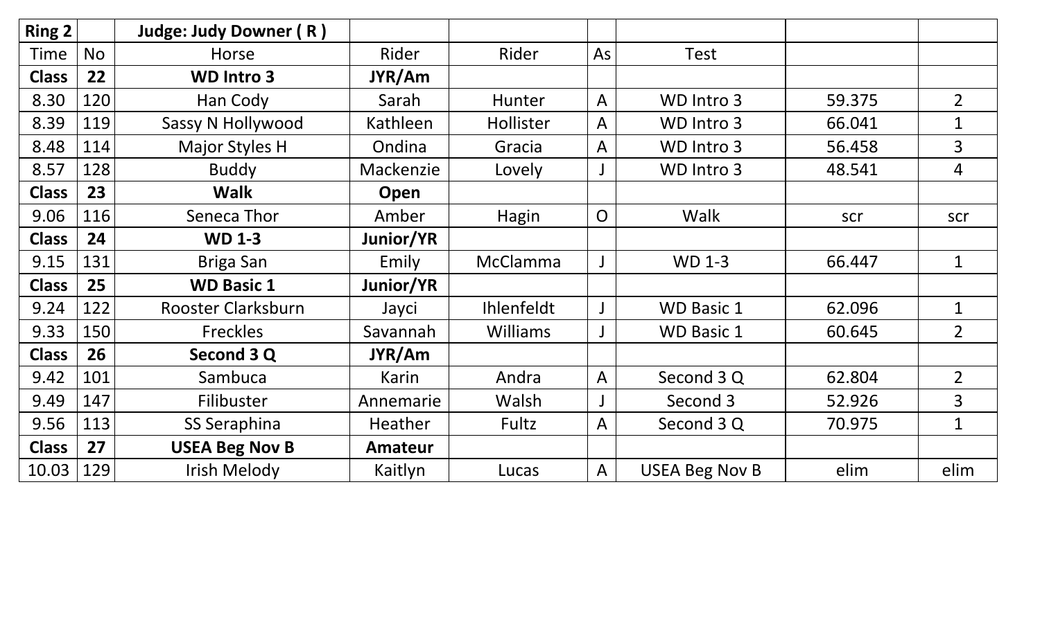| **Ring 2** | | **Judge: Judy Downer ( R )** | | | | | | |
|---|---|---|---|---|---|---|---|---|
| Time | No | Horse | Rider | Rider | As | Test | | |
| **Class** | **22** | **WD Intro 3** | **JYR/Am** | | | | | |
| 8.30 | 120 | Han Cody | Sarah | Hunter | A | WD Intro 3 | 59.375 | 2 |
| 8.39 | 119 | Sassy N Hollywood | Kathleen | Hollister | A | WD Intro 3 | 66.041 | 1 |
| 8.48 | 114 | Major Styles H | Ondina | Gracia | A | WD Intro 3 | 56.458 | 3 |
| 8.57 | 128 | Buddy | Mackenzie | Lovely | J | WD Intro 3 | 48.541 | 4 |
| **Class** | **23** | **Walk** | **Open** | | | | | |
| 9.06 | 116 | Seneca Thor | Amber | Hagin | O | Walk | scr | scr |
| **Class** | **24** | **WD 1-3** | **Junior/YR** | | | | | |
| 9.15 | 131 | Briga San | Emily | McClamma | J | WD 1-3 | 66.447 | 1 |
| **Class** | **25** | **WD Basic 1** | **Junior/YR** | | | | | |
| 9.24 | 122 | Rooster Clarksburn | Jayci | Ihlenfeldt | J | WD Basic 1 | 62.096 | 1 |
| 9.33 | 150 | Freckles | Savannah | Williams | J | WD Basic 1 | 60.645 | 2 |
| **Class** | **26** | **Second 3 Q** | **JYR/Am** | | | | | |
| 9.42 | 101 | Sambuca | Karin | Andra | A | Second 3 Q | 62.804 | 2 |
| 9.49 | 147 | Filibuster | Annemarie | Walsh | J | Second 3 | 52.926 | 3 |
| 9.56 | 113 | SS Seraphina | Heather | Fultz | A | Second 3 Q | 70.975 | 1 |
| **Class** | **27** | **USEA Beg Nov B** | **Amateur** | | | | | |
| 10.03 | 129 | Irish Melody | Kaitlyn | Lucas | A | USEA Beg Nov B | elim | elim |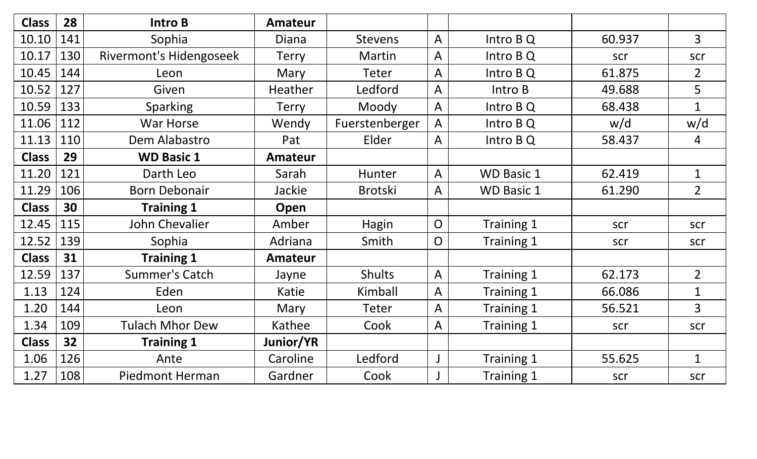| Class | 28 | Intro B | Amateur | | | | | |
|---|---|---|---|---|---|---|---|---|
| 10.10 | 141 | Sophia | Diana | Stevens | A | Intro B Q | 60.937 | 3 |
| 10.17 | 130 | Rivermont's Hidengoseek | Terry | Martin | A | Intro B Q | scr | scr |
| 10.45 | 144 | Leon | Mary | Teter | A | Intro B Q | 61.875 | 2 |
| 10.52 | 127 | Given | Heather | Ledford | A | Intro B | 49.688 | 5 |
| 10.59 | 133 | Sparking | Terry | Moody | A | Intro B Q | 68.438 | 1 |
| 11.06 | 112 | War Horse | Wendy | Fuerstenberger | A | Intro B Q | w/d | w/d |
| 11.13 | 110 | Dem Alabastro | Pat | Elder | A | Intro B Q | 58.437 | 4 |
| **Class** | **29** | **WD Basic 1** | **Amateur** | | | | | |
| 11.20 | 121 | Darth Leo | Sarah | Hunter | A | WD Basic 1 | 62.419 | 1 |
| 11.29 | 106 | Born Debonair | Jackie | Brotski | A | WD Basic 1 | 61.290 | 2 |
| **Class** | **30** | **Training 1** | **Open** | | | | | |
| 12.45 | 115 | John Chevalier | Amber | Hagin | O | Training 1 | scr | scr |
| 12.52 | 139 | Sophia | Adriana | Smith | O | Training 1 | scr | scr |
| **Class** | **31** | **Training 1** | **Amateur** | | | | | |
| 12.59 | 137 | Summer's Catch | Jayne | Shults | A | Training 1 | 62.173 | 2 |
| 1.13 | 124 | Eden | Katie | Kimball | A | Training 1 | 66.086 | 1 |
| 1.20 | 144 | Leon | Mary | Teter | A | Training 1 | 56.521 | 3 |
| 1.34 | 109 | Tulach Mhor Dew | Kathee | Cook | A | Training 1 | scr | scr |
| **Class** | **32** | **Training 1** | **Junior/YR** | | | | | |
| 1.06 | 126 | Ante | Caroline | Ledford | J | Training 1 | 55.625 | 1 |
| 1.27 | 108 | Piedmont Herman | Gardner | Cook | J | Training 1 | scr | scr |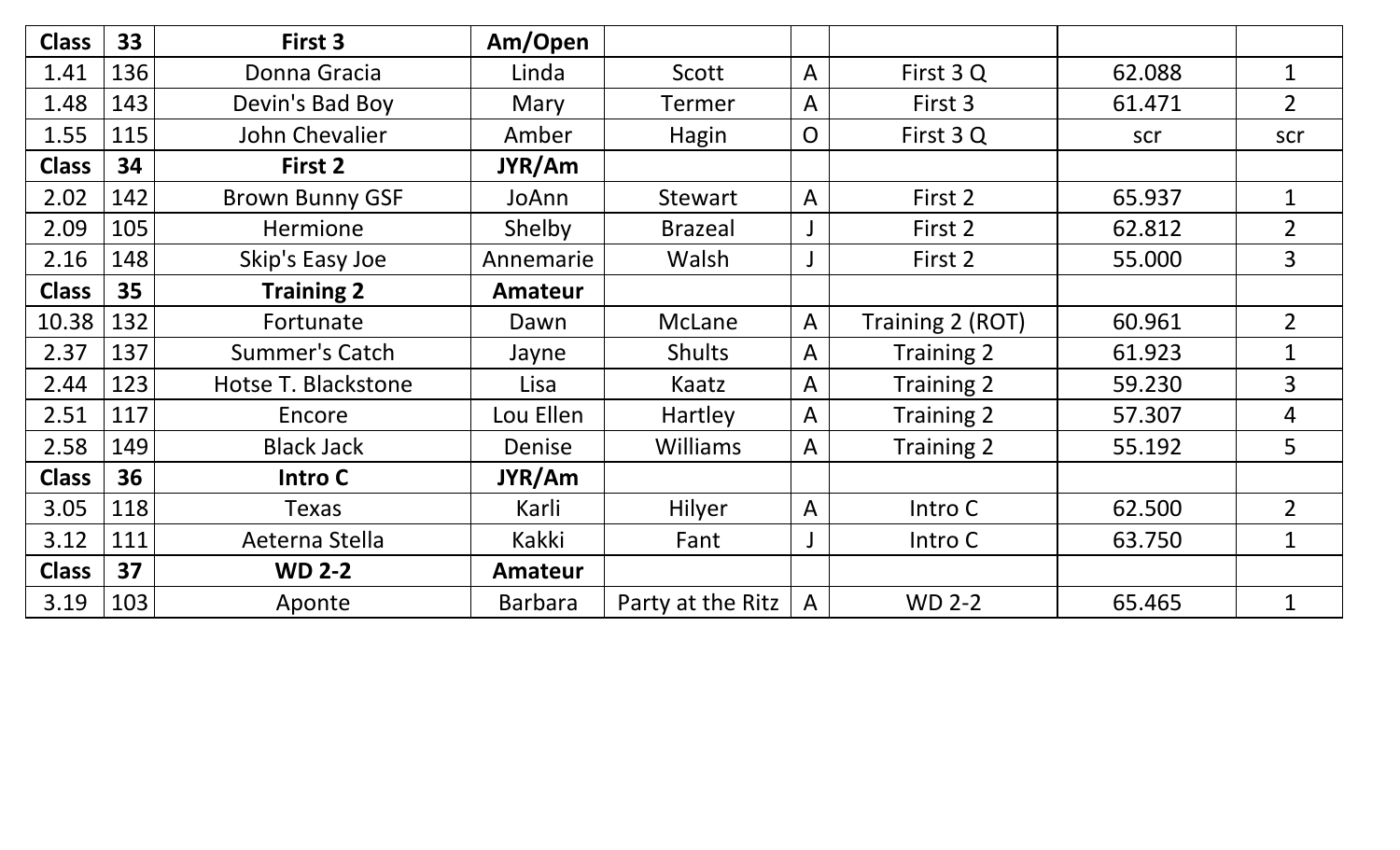| Class | 33 | First 3 | Am/Open | | | | | |
|---|---|---|---|---|---|---|---|---|
| 1.41 | 136 | Donna Gracia | Linda | Scott | A | First 3 Q | 62.088 | 1 |
| 1.48 | 143 | Devin's Bad Boy | Mary | Termer | A | First 3 | 61.471 | 2 |
| 1.55 | 115 | John Chevalier | Amber | Hagin | O | First 3 Q | scr | scr |
| **Class** | **34** | **First 2** | **JYR/Am** | | | | | |
| 2.02 | 142 | Brown Bunny GSF | JoAnn | Stewart | A | First 2 | 65.937 | 1 |
| 2.09 | 105 | Hermione | Shelby | Brazeal | J | First 2 | 62.812 | 2 |
| 2.16 | 148 | Skip's Easy Joe | Annemarie | Walsh | J | First 2 | 55.000 | 3 |
| **Class** | **35** | **Training 2** | **Amateur** | | | | | |
| 10.38 | 132 | Fortunate | Dawn | McLane | A | Training 2 (ROT) | 60.961 | 2 |
| 2.37 | 137 | Summer's Catch | Jayne | Shults | A | Training 2 | 61.923 | 1 |
| 2.44 | 123 | Hotse T. Blackstone | Lisa | Kaatz | A | Training 2 | 59.230 | 3 |
| 2.51 | 117 | Encore | Lou Ellen | Hartley | A | Training 2 | 57.307 | 4 |
| 2.58 | 149 | Black Jack | Denise | Williams | A | Training 2 | 55.192 | 5 |
| **Class** | **36** | **Intro C** | **JYR/Am** | | | | | |
| 3.05 | 118 | Texas | Karli | Hilyer | A | Intro C | 62.500 | 2 |
| 3.12 | 111 | Aeterna Stella | Kakki | Fant | J | Intro C | 63.750 | 1 |
| **Class** | **37** | **WD 2-2** | **Amateur** | | | | | |
| 3.19 | 103 | Aponte | Barbara | Party at the Ritz | A | WD 2-2 | 65.465 | 1 |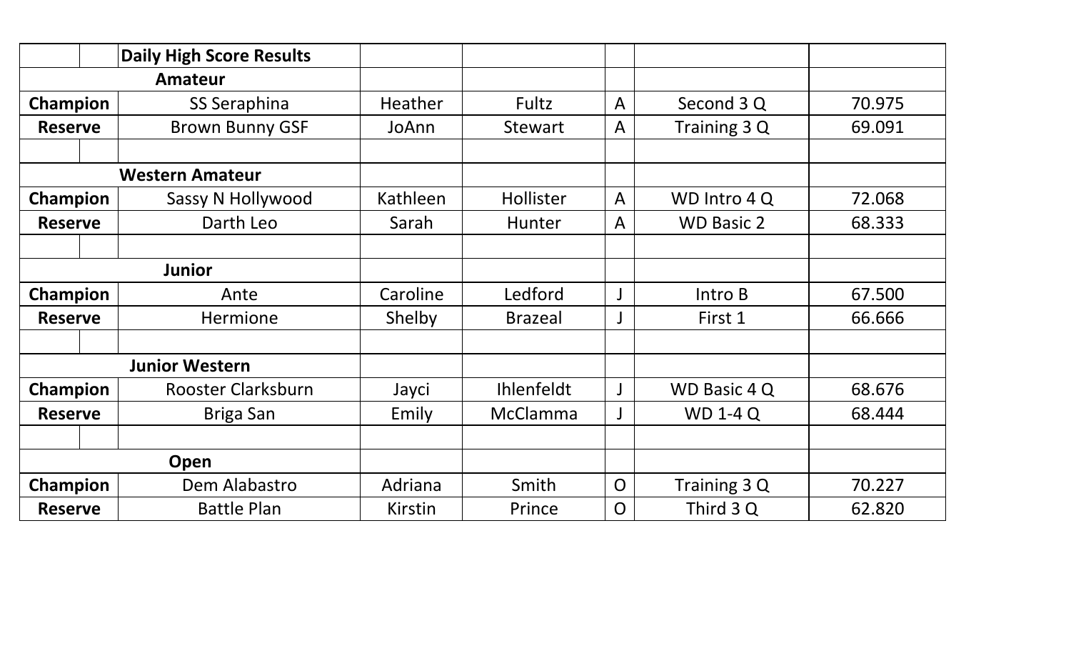| | | | | | | |
|---|---|---|---|---|---|---|
| | **Daily High Score Results** | | | | | |
| **Amateur** | | | | | | |
| **Champion** | SS Seraphina | Heather | Fultz | A | Second 3 Q | 70.975 |
| **Reserve** | Brown Bunny GSF | JoAnn | Stewart | A | Training 3 Q | 69.091 |
| | | | | | | |
| **Western Amateur** | | | | | | |
| **Champion** | Sassy N Hollywood | Kathleen | Hollister | A | WD Intro 4 Q | 72.068 |
| **Reserve** | Darth Leo | Sarah | Hunter | A | WD Basic 2 | 68.333 |
| | | | | | | |
| **Junior** | | | | | | |
| **Champion** | Ante | Caroline | Ledford | J | Intro B | 67.500 |
| **Reserve** | Hermione | Shelby | Brazeal | J | First 1 | 66.666 |
| | | | | | | |
| **Junior Western** | | | | | | |
| **Champion** | Rooster Clarksburn | Jayci | Ihlenfeldt | J | WD Basic 4 Q | 68.676 |
| **Reserve** | Briga San | Emily | McClamma | J | WD 1-4 Q | 68.444 |
| | | | | | | |
| **Open** | | | | | | |
| **Champion** | Dem Alabastro | Adriana | Smith | O | Training 3 Q | 70.227 |
| **Reserve** | Battle Plan | Kirstin | Prince | O | Third 3 Q | 62.820 |